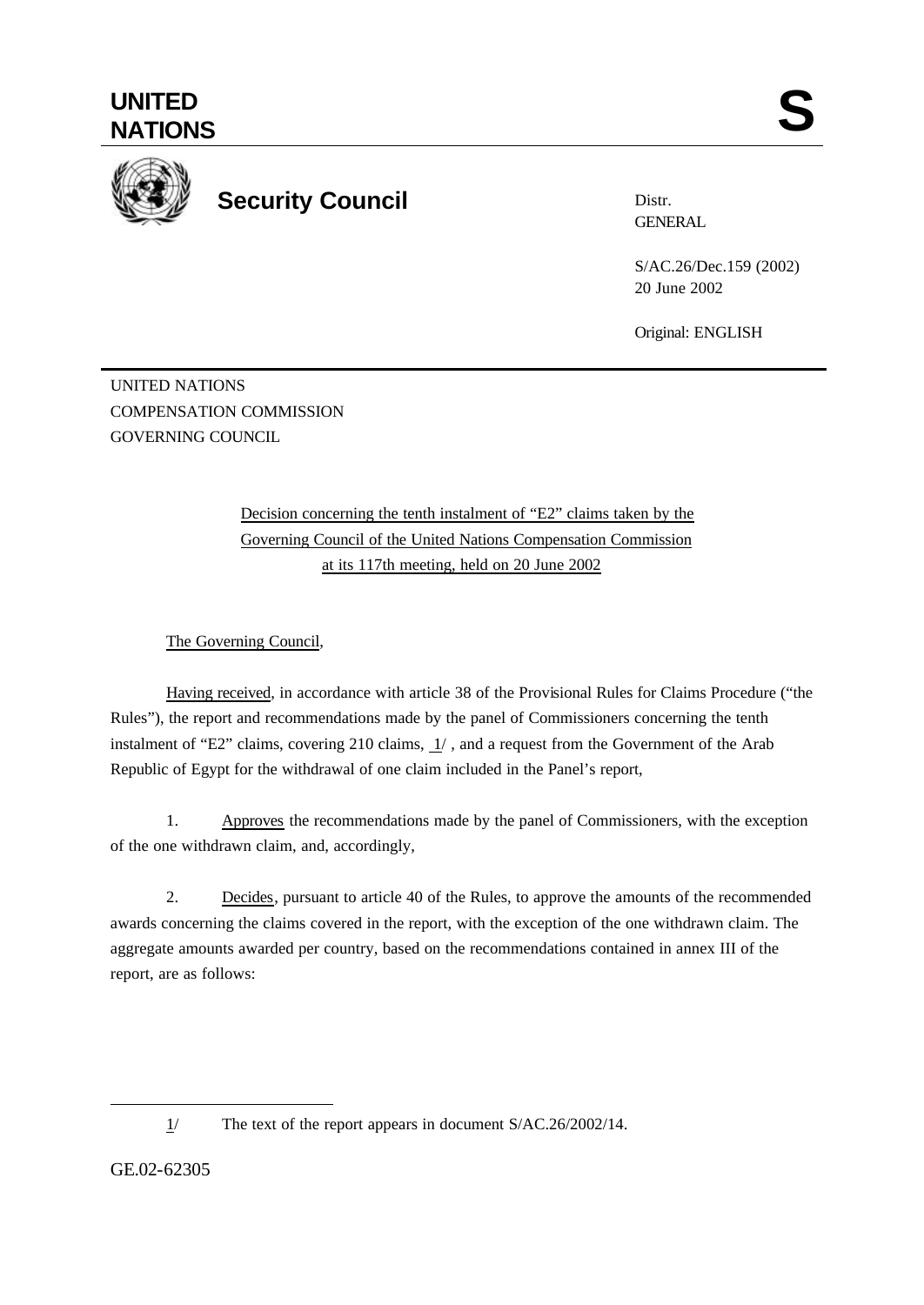# UNITED NATIONS

# S

## Security Council

Distr.
GENERAL

S/AC.26/Dec.159 (2002)
20 June 2002

Original: ENGLISH

UNITED NATIONS
COMPENSATION COMMISSION
GOVERNING COUNCIL

Decision concerning the tenth instalment of "E2" claims taken by the Governing Council of the United Nations Compensation Commission at its 117th meeting, held on 20 June 2002

The Governing Council,

Having received, in accordance with article 38 of the Provisional Rules for Claims Procedure ("the Rules"), the report and recommendations made by the panel of Commissioners concerning the tenth instalment of "E2" claims, covering 210 claims, 1/ , and a request from the Government of the Arab Republic of Egypt for the withdrawal of one claim included in the Panel's report,

1. Approves the recommendations made by the panel of Commissioners, with the exception of the one withdrawn claim, and, accordingly,

2. Decides, pursuant to article 40 of the Rules, to approve the amounts of the recommended awards concerning the claims covered in the report, with the exception of the one withdrawn claim. The aggregate amounts awarded per country, based on the recommendations contained in annex III of the report, are as follows:

---

1/ The text of the report appears in document S/AC.26/2002/14.

GE.02-62305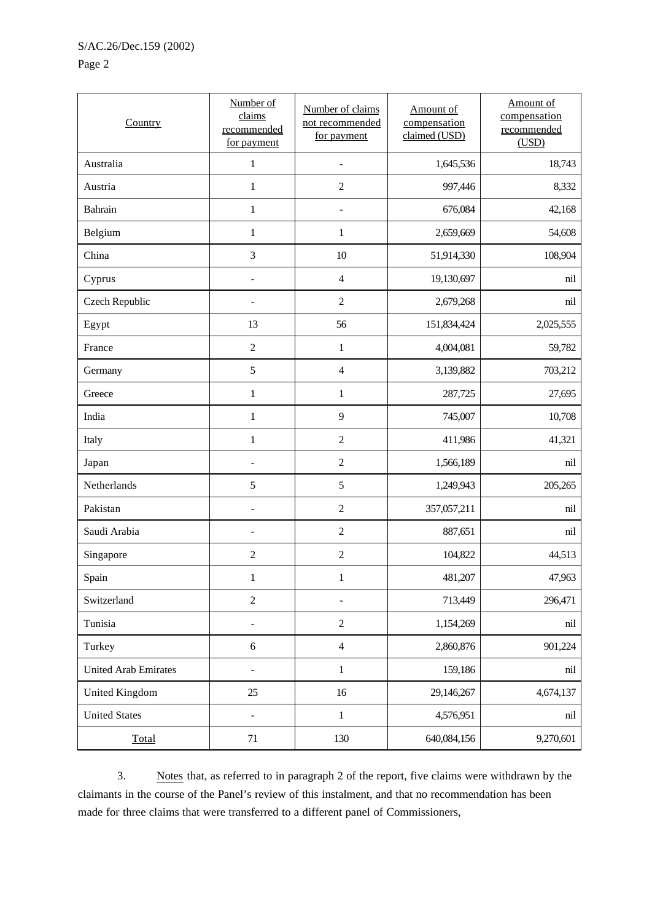| Country | Number of claims recommended for payment | Number of claims not recommended for payment | Amount of compensation claimed (USD) | Amount of compensation recommended (USD) |
|---|---|---|---|---|
| Australia | 1 | - | 1,645,536 | 18,743 |
| Austria | 1 | 2 | 997,446 | 8,332 |
| Bahrain | 1 | - | 676,084 | 42,168 |
| Belgium | 1 | 1 | 2,659,669 | 54,608 |
| China | 3 | 10 | 51,914,330 | 108,904 |
| Cyprus | - | 4 | 19,130,697 | nil |
| Czech Republic | - | 2 | 2,679,268 | nil |
| Egypt | 13 | 56 | 151,834,424 | 2,025,555 |
| France | 2 | 1 | 4,004,081 | 59,782 |
| Germany | 5 | 4 | 3,139,882 | 703,212 |
| Greece | 1 | 1 | 287,725 | 27,695 |
| India | 1 | 9 | 745,007 | 10,708 |
| Italy | 1 | 2 | 411,986 | 41,321 |
| Japan | - | 2 | 1,566,189 | nil |
| Netherlands | 5 | 5 | 1,249,943 | 205,265 |
| Pakistan | - | 2 | 357,057,211 | nil |
| Saudi Arabia | - | 2 | 887,651 | nil |
| Singapore | 2 | 2 | 104,822 | 44,513 |
| Spain | 1 | 1 | 481,207 | 47,963 |
| Switzerland | 2 | - | 713,449 | 296,471 |
| Tunisia | - | 2 | 1,154,269 | nil |
| Turkey | 6 | 4 | 2,860,876 | 901,224 |
| United Arab Emirates | - | 1 | 159,186 | nil |
| United Kingdom | 25 | 16 | 29,146,267 | 4,674,137 |
| United States | - | 1 | 4,576,951 | nil |
| Total | 71 | 130 | 640,084,156 | 9,270,601 |

3. Notes that, as referred to in paragraph 2 of the report, five claims were withdrawn by the claimants in the course of the Panel's review of this instalment, and that no recommendation has been made for three claims that were transferred to a different panel of Commissioners,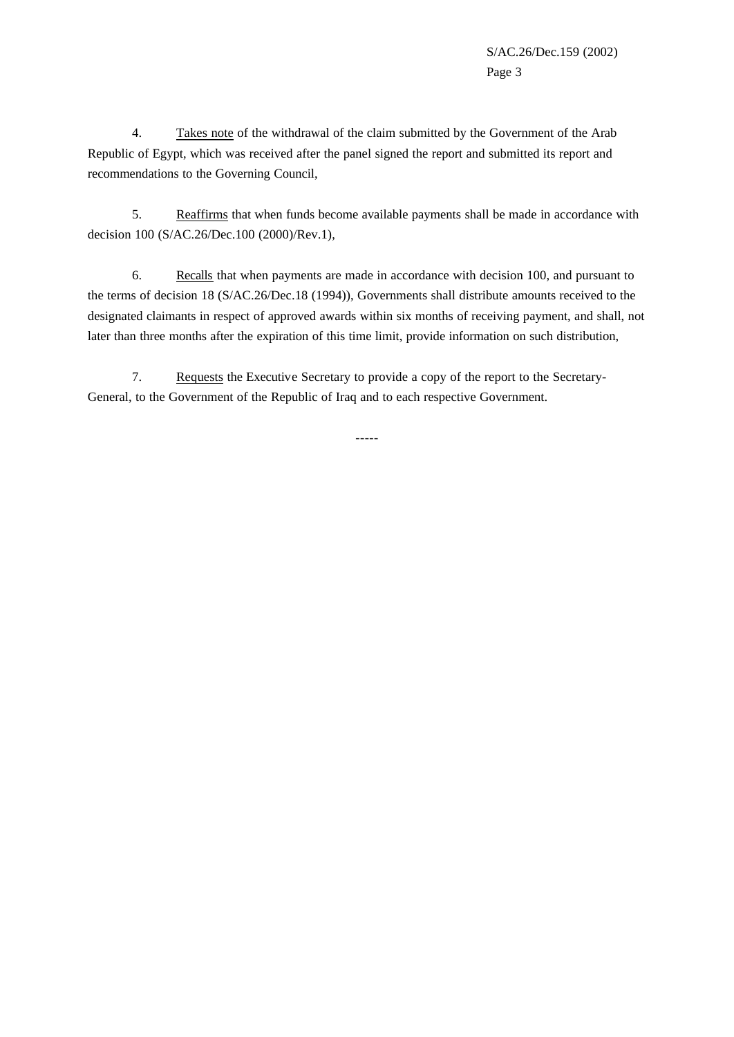4. Takes note of the withdrawal of the claim submitted by the Government of the Arab Republic of Egypt, which was received after the panel signed the report and submitted its report and recommendations to the Governing Council,

5. Reaffirms that when funds become available payments shall be made in accordance with decision 100 (S/AC.26/Dec.100 (2000)/Rev.1),

6. Recalls that when payments are made in accordance with decision 100, and pursuant to the terms of decision 18 (S/AC.26/Dec.18 (1994)), Governments shall distribute amounts received to the designated claimants in respect of approved awards within six months of receiving payment, and shall, not later than three months after the expiration of this time limit, provide information on such distribution,

7. Requests the Executive Secretary to provide a copy of the report to the Secretary-General, to the Government of the Republic of Iraq and to each respective Government.

-----